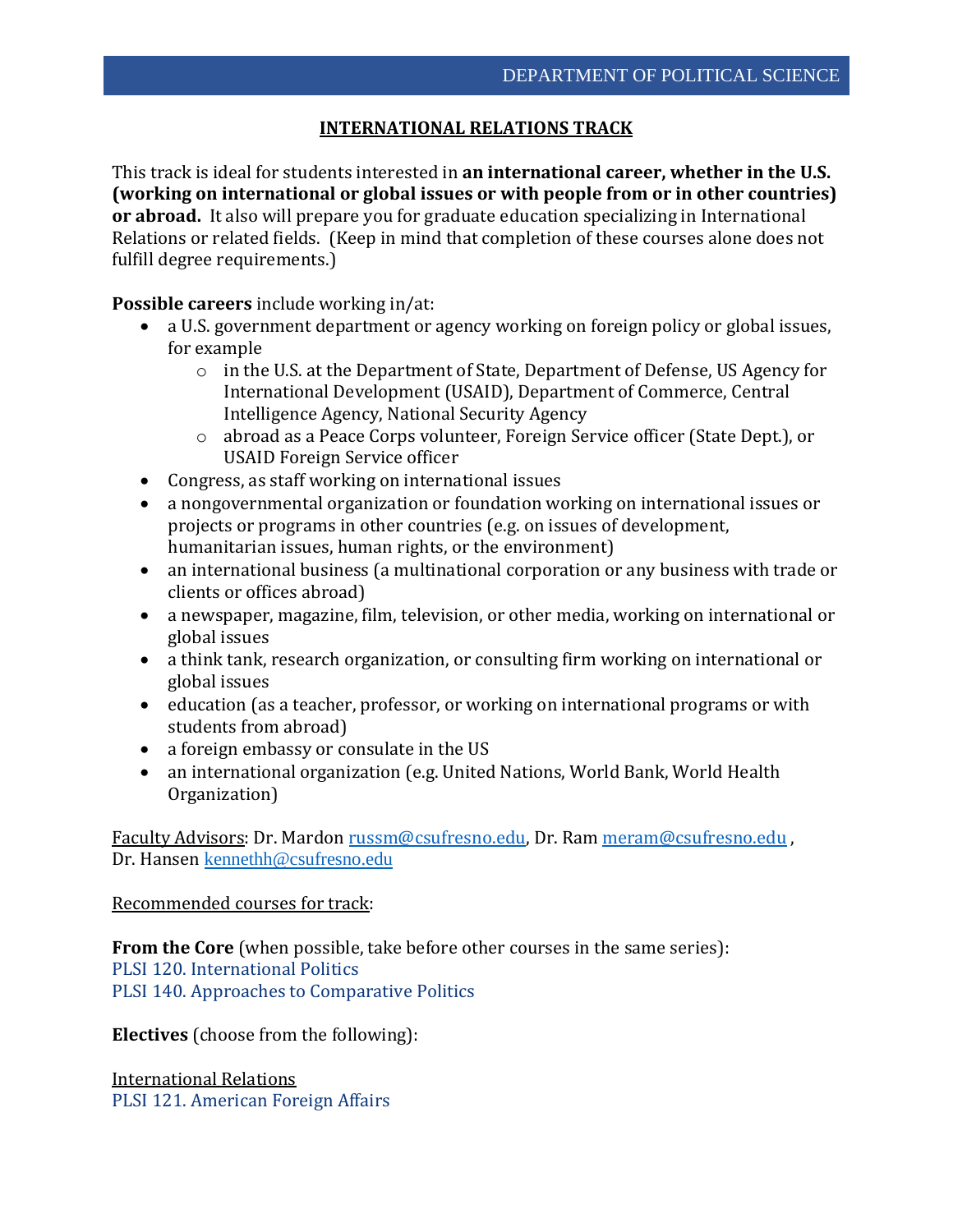DEPARTMENT OF POLITICAL SCIENCE

# INTERNATIONAL RELATIONS TRACK

This track is ideal for students interested in **an international career, whether in the U.S. (working on international or global issues or with people from or in other countries) or abroad.** It also will prepare you for graduate education specializing in International Relations or related fields. (Keep in mind that completion of these courses alone does not fulfill degree requirements.)

**Possible careers** include working in/at:

- a U.S. government department or agency working on foreign policy or global issues, for example
  - in the U.S. at the Department of State, Department of Defense, US Agency for International Development (USAID), Department of Commerce, Central Intelligence Agency, National Security Agency
  - abroad as a Peace Corps volunteer, Foreign Service officer (State Dept.), or USAID Foreign Service officer
- Congress, as staff working on international issues
- a nongovernmental organization or foundation working on international issues or projects or programs in other countries (e.g. on issues of development, humanitarian issues, human rights, or the environment)
- an international business (a multinational corporation or any business with trade or clients or offices abroad)
- a newspaper, magazine, film, television, or other media, working on international or global issues
- a think tank, research organization, or consulting firm working on international or global issues
- education (as a teacher, professor, or working on international programs or with students from abroad)
- a foreign embassy or consulate in the US
- an international organization (e.g. United Nations, World Bank, World Health Organization)

Faculty Advisors: Dr. Mardon russm@csufresno.edu, Dr. Ram meram@csufresno.edu , Dr. Hansen kennethh@csufresno.edu

Recommended courses for track:

**From the Core** (when possible, take before other courses in the same series):
PLSI 120. International Politics
PLSI 140. Approaches to Comparative Politics

**Electives** (choose from the following):

International Relations
PLSI 121. American Foreign Affairs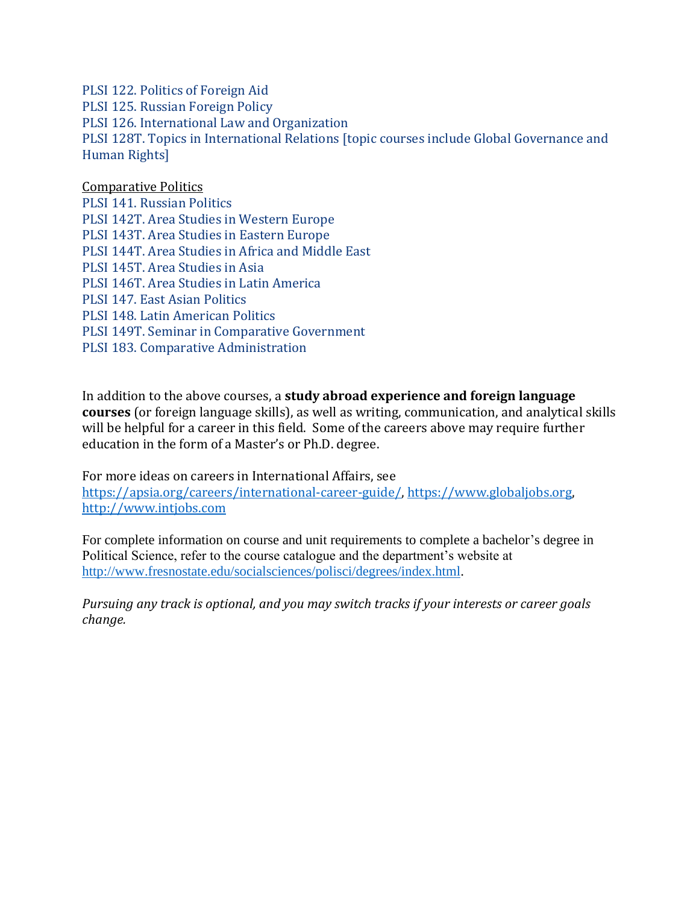PLSI 122. Politics of Foreign Aid
PLSI 125. Russian Foreign Policy
PLSI 126. International Law and Organization
PLSI 128T. Topics in International Relations [topic courses include Global Governance and Human Rights]

Comparative Politics
PLSI 141. Russian Politics
PLSI 142T. Area Studies in Western Europe
PLSI 143T. Area Studies in Eastern Europe
PLSI 144T. Area Studies in Africa and Middle East
PLSI 145T. Area Studies in Asia
PLSI 146T. Area Studies in Latin America
PLSI 147. East Asian Politics
PLSI 148. Latin American Politics
PLSI 149T. Seminar in Comparative Government
PLSI 183. Comparative Administration

In addition to the above courses, a **study abroad experience and foreign language courses** (or foreign language skills), as well as writing, communication, and analytical skills will be helpful for a career in this field. Some of the careers above may require further education in the form of a Master's or Ph.D. degree.

For more ideas on careers in International Affairs, see https://apsia.org/careers/international-career-guide/, https://www.globaljobs.org, http://www.intjobs.com

For complete information on course and unit requirements to complete a bachelor's degree in Political Science, refer to the course catalogue and the department's website at http://www.fresnostate.edu/socialsciences/polisci/degrees/index.html.

*Pursuing any track is optional, and you may switch tracks if your interests or career goals change.*